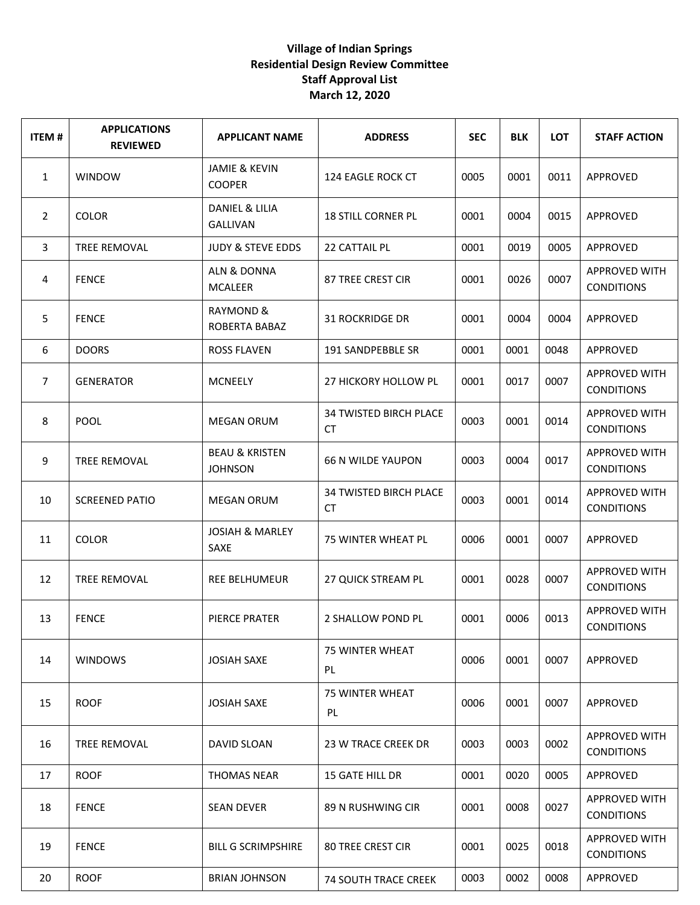**Village of Indian Springs**
**Residential Design Review Committee**
**Staff Approval List**
**March 12, 2020**

| ITEM # | APPLICATIONS REVIEWED | APPLICANT NAME | ADDRESS | SEC | BLK | LOT | STAFF ACTION |
|---|---|---|---|---|---|---|---|
| 1 | WINDOW | JAMIE & KEVIN COOPER | 124 EAGLE ROCK CT | 0005 | 0001 | 0011 | APPROVED |
| 2 | COLOR | DANIEL & LILIA GALLIVAN | 18 STILL CORNER PL | 0001 | 0004 | 0015 | APPROVED |
| 3 | TREE REMOVAL | JUDY & STEVE EDDS | 22 CATTAIL PL | 0001 | 0019 | 0005 | APPROVED |
| 4 | FENCE | ALN & DONNA MCALEER | 87 TREE CREST CIR | 0001 | 0026 | 0007 | APPROVED WITH CONDITIONS |
| 5 | FENCE | RAYMOND & ROBERTA BABAZ | 31 ROCKRIDGE DR | 0001 | 0004 | 0004 | APPROVED |
| 6 | DOORS | ROSS FLAVEN | 191 SANDPEBBLE SR | 0001 | 0001 | 0048 | APPROVED |
| 7 | GENERATOR | MCNEELY | 27 HICKORY HOLLOW PL | 0001 | 0017 | 0007 | APPROVED WITH CONDITIONS |
| 8 | POOL | MEGAN ORUM | 34 TWISTED BIRCH PLACE CT | 0003 | 0001 | 0014 | APPROVED WITH CONDITIONS |
| 9 | TREE REMOVAL | BEAU & KRISTEN JOHNSON | 66 N WILDE YAUPON | 0003 | 0004 | 0017 | APPROVED WITH CONDITIONS |
| 10 | SCREENED PATIO | MEGAN ORUM | 34 TWISTED BIRCH PLACE CT | 0003 | 0001 | 0014 | APPROVED WITH CONDITIONS |
| 11 | COLOR | JOSIAH & MARLEY SAXE | 75 WINTER WHEAT PL | 0006 | 0001 | 0007 | APPROVED |
| 12 | TREE REMOVAL | REE BELHUMEUR | 27 QUICK STREAM PL | 0001 | 0028 | 0007 | APPROVED WITH CONDITIONS |
| 13 | FENCE | PIERCE PRATER | 2 SHALLOW POND PL | 0001 | 0006 | 0013 | APPROVED WITH CONDITIONS |
| 14 | WINDOWS | JOSIAH SAXE | 75 WINTER WHEAT PL | 0006 | 0001 | 0007 | APPROVED |
| 15 | ROOF | JOSIAH SAXE | 75 WINTER WHEAT PL | 0006 | 0001 | 0007 | APPROVED |
| 16 | TREE REMOVAL | DAVID SLOAN | 23 W TRACE CREEK DR | 0003 | 0003 | 0002 | APPROVED WITH CONDITIONS |
| 17 | ROOF | THOMAS NEAR | 15 GATE HILL DR | 0001 | 0020 | 0005 | APPROVED |
| 18 | FENCE | SEAN DEVER | 89 N RUSHWING CIR | 0001 | 0008 | 0027 | APPROVED WITH CONDITIONS |
| 19 | FENCE | BILL G SCRIMPSHIRE | 80 TREE CREST CIR | 0001 | 0025 | 0018 | APPROVED WITH CONDITIONS |
| 20 | ROOF | BRIAN JOHNSON | 74 SOUTH TRACE CREEK | 0003 | 0002 | 0008 | APPROVED |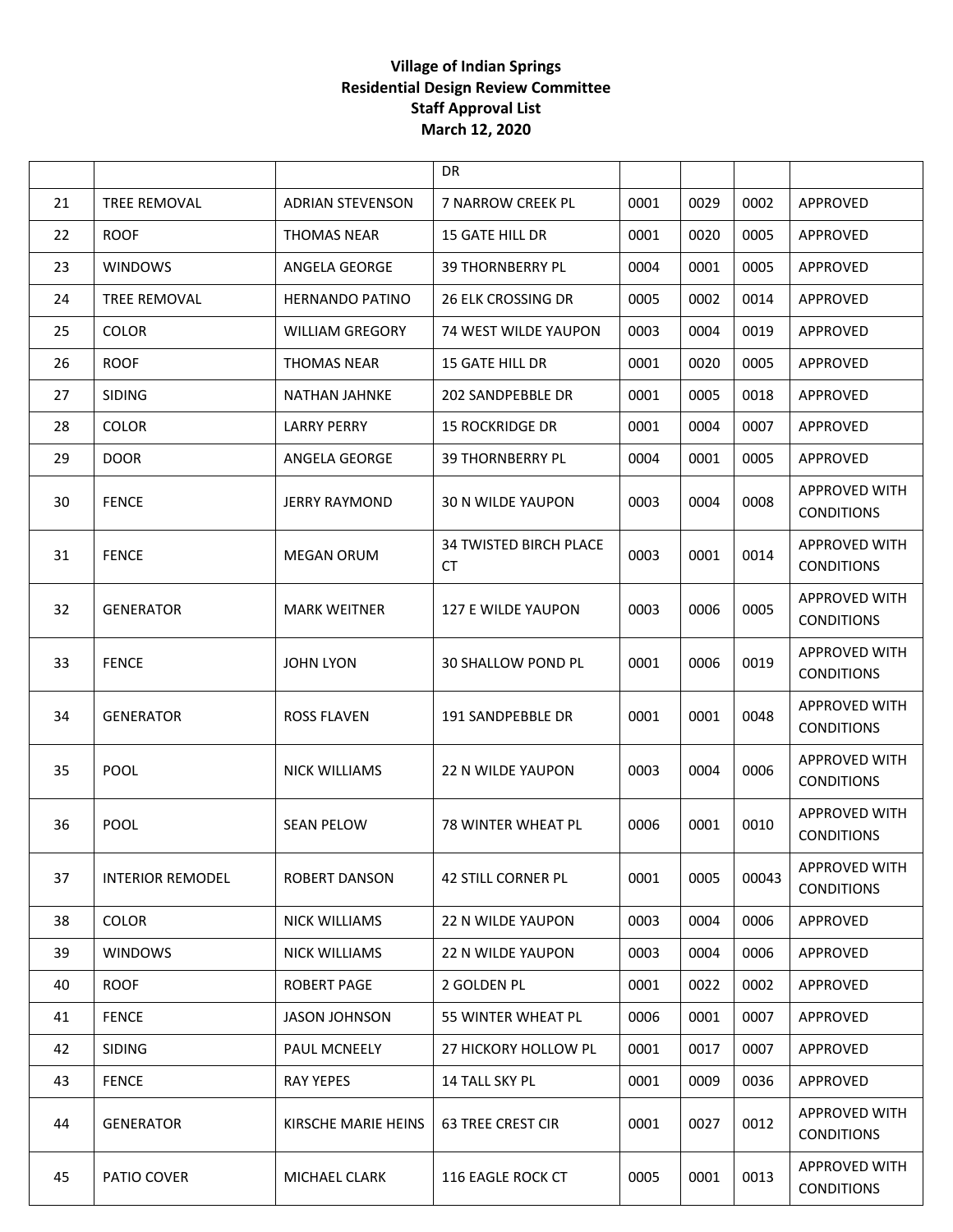**Village of Indian Springs**
**Residential Design Review Committee**
**Staff Approval List**
**March 12, 2020**

| | | | | | | | |
|---|---|---|---|---|---|---|---|
| | | | DR | | | | |
| 21 | TREE REMOVAL | ADRIAN STEVENSON | 7 NARROW CREEK PL | 0001 | 0029 | 0002 | APPROVED |
| 22 | ROOF | THOMAS NEAR | 15 GATE HILL DR | 0001 | 0020 | 0005 | APPROVED |
| 23 | WINDOWS | ANGELA GEORGE | 39 THORNBERRY PL | 0004 | 0001 | 0005 | APPROVED |
| 24 | TREE REMOVAL | HERNANDO PATINO | 26 ELK CROSSING DR | 0005 | 0002 | 0014 | APPROVED |
| 25 | COLOR | WILLIAM GREGORY | 74 WEST WILDE YAUPON | 0003 | 0004 | 0019 | APPROVED |
| 26 | ROOF | THOMAS NEAR | 15 GATE HILL DR | 0001 | 0020 | 0005 | APPROVED |
| 27 | SIDING | NATHAN JAHNKE | 202 SANDPEBBLE DR | 0001 | 0005 | 0018 | APPROVED |
| 28 | COLOR | LARRY PERRY | 15 ROCKRIDGE DR | 0001 | 0004 | 0007 | APPROVED |
| 29 | DOOR | ANGELA GEORGE | 39 THORNBERRY PL | 0004 | 0001 | 0005 | APPROVED |
| 30 | FENCE | JERRY RAYMOND | 30 N WILDE YAUPON | 0003 | 0004 | 0008 | APPROVED WITH CONDITIONS |
| 31 | FENCE | MEGAN ORUM | 34 TWISTED BIRCH PLACE CT | 0003 | 0001 | 0014 | APPROVED WITH CONDITIONS |
| 32 | GENERATOR | MARK WEITNER | 127 E WILDE YAUPON | 0003 | 0006 | 0005 | APPROVED WITH CONDITIONS |
| 33 | FENCE | JOHN LYON | 30 SHALLOW POND PL | 0001 | 0006 | 0019 | APPROVED WITH CONDITIONS |
| 34 | GENERATOR | ROSS FLAVEN | 191 SANDPEBBLE DR | 0001 | 0001 | 0048 | APPROVED WITH CONDITIONS |
| 35 | POOL | NICK WILLIAMS | 22 N WILDE YAUPON | 0003 | 0004 | 0006 | APPROVED WITH CONDITIONS |
| 36 | POOL | SEAN PELOW | 78 WINTER WHEAT PL | 0006 | 0001 | 0010 | APPROVED WITH CONDITIONS |
| 37 | INTERIOR REMODEL | ROBERT DANSON | 42 STILL CORNER PL | 0001 | 0005 | 00043 | APPROVED WITH CONDITIONS |
| 38 | COLOR | NICK WILLIAMS | 22 N WILDE YAUPON | 0003 | 0004 | 0006 | APPROVED |
| 39 | WINDOWS | NICK WILLIAMS | 22 N WILDE YAUPON | 0003 | 0004 | 0006 | APPROVED |
| 40 | ROOF | ROBERT PAGE | 2 GOLDEN PL | 0001 | 0022 | 0002 | APPROVED |
| 41 | FENCE | JASON JOHNSON | 55 WINTER WHEAT PL | 0006 | 0001 | 0007 | APPROVED |
| 42 | SIDING | PAUL MCNEELY | 27 HICKORY HOLLOW PL | 0001 | 0017 | 0007 | APPROVED |
| 43 | FENCE | RAY YEPES | 14 TALL SKY PL | 0001 | 0009 | 0036 | APPROVED |
| 44 | GENERATOR | KIRSCHE MARIE HEINS | 63 TREE CREST CIR | 0001 | 0027 | 0012 | APPROVED WITH CONDITIONS |
| 45 | PATIO COVER | MICHAEL CLARK | 116 EAGLE ROCK CT | 0005 | 0001 | 0013 | APPROVED WITH CONDITIONS |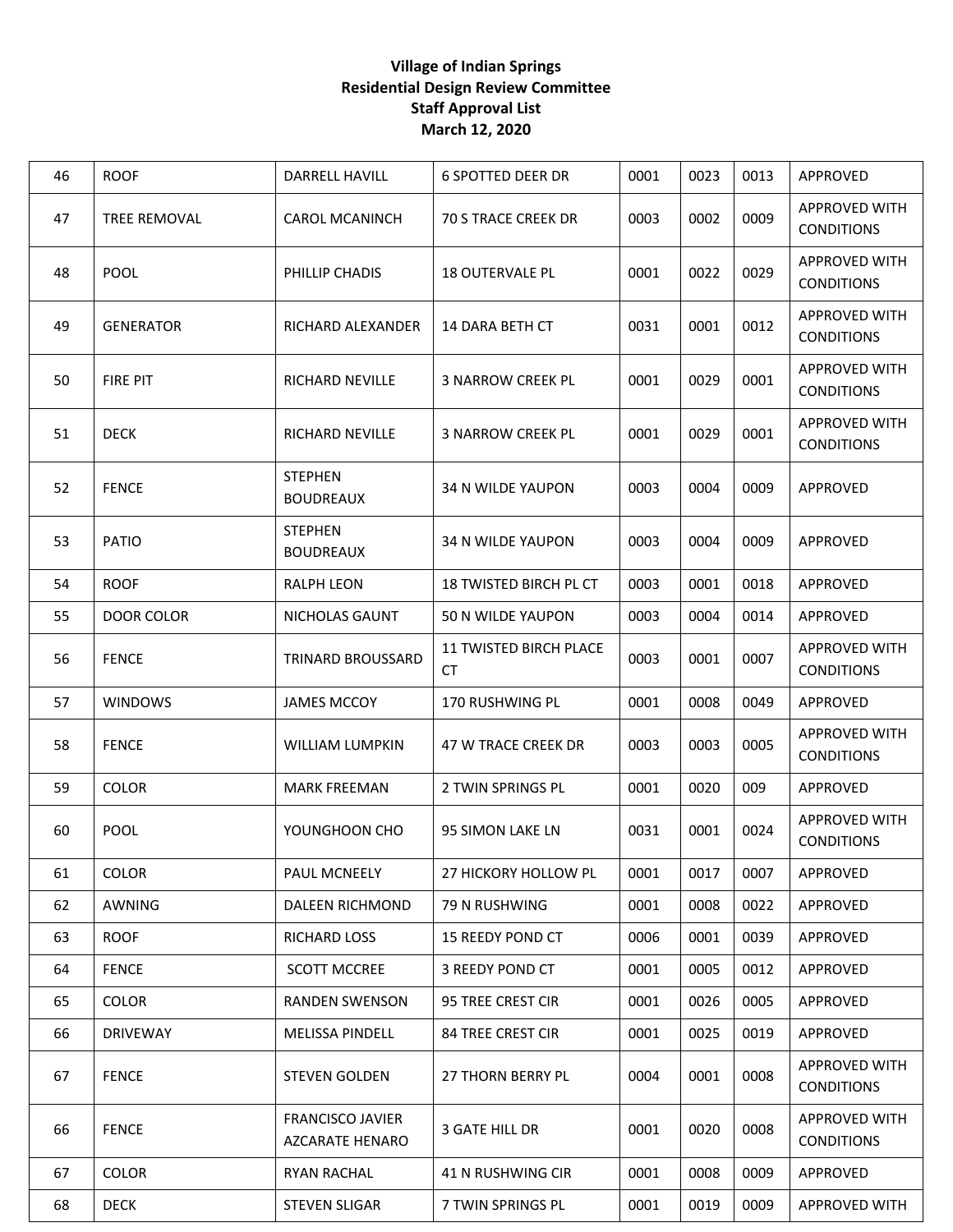**Village of Indian Springs**
**Residential Design Review Committee**
**Staff Approval List**
**March 12, 2020**

| | | | | | | | |
|---|---|---|---|---|---|---|---|
| 46 | ROOF | DARRELL HAVILL | 6 SPOTTED DEER DR | 0001 | 0023 | 0013 | APPROVED |
| 47 | TREE REMOVAL | CAROL MCANINCH | 70 S TRACE CREEK DR | 0003 | 0002 | 0009 | APPROVED WITH CONDITIONS |
| 48 | POOL | PHILLIP CHADIS | 18 OUTERVALE PL | 0001 | 0022 | 0029 | APPROVED WITH CONDITIONS |
| 49 | GENERATOR | RICHARD ALEXANDER | 14 DARA BETH CT | 0031 | 0001 | 0012 | APPROVED WITH CONDITIONS |
| 50 | FIRE PIT | RICHARD NEVILLE | 3 NARROW CREEK PL | 0001 | 0029 | 0001 | APPROVED WITH CONDITIONS |
| 51 | DECK | RICHARD NEVILLE | 3 NARROW CREEK PL | 0001 | 0029 | 0001 | APPROVED WITH CONDITIONS |
| 52 | FENCE | STEPHEN BOUDREAUX | 34 N WILDE YAUPON | 0003 | 0004 | 0009 | APPROVED |
| 53 | PATIO | STEPHEN BOUDREAUX | 34 N WILDE YAUPON | 0003 | 0004 | 0009 | APPROVED |
| 54 | ROOF | RALPH LEON | 18 TWISTED BIRCH PL CT | 0003 | 0001 | 0018 | APPROVED |
| 55 | DOOR COLOR | NICHOLAS GAUNT | 50 N WILDE YAUPON | 0003 | 0004 | 0014 | APPROVED |
| 56 | FENCE | TRINARD BROUSSARD | 11 TWISTED BIRCH PLACE CT | 0003 | 0001 | 0007 | APPROVED WITH CONDITIONS |
| 57 | WINDOWS | JAMES MCCOY | 170 RUSHWING PL | 0001 | 0008 | 0049 | APPROVED |
| 58 | FENCE | WILLIAM LUMPKIN | 47 W TRACE CREEK DR | 0003 | 0003 | 0005 | APPROVED WITH CONDITIONS |
| 59 | COLOR | MARK FREEMAN | 2 TWIN SPRINGS PL | 0001 | 0020 | 009 | APPROVED |
| 60 | POOL | YOUNGHOON CHO | 95 SIMON LAKE LN | 0031 | 0001 | 0024 | APPROVED WITH CONDITIONS |
| 61 | COLOR | PAUL MCNEELY | 27 HICKORY HOLLOW PL | 0001 | 0017 | 0007 | APPROVED |
| 62 | AWNING | DALEEN RICHMOND | 79 N RUSHWING | 0001 | 0008 | 0022 | APPROVED |
| 63 | ROOF | RICHARD LOSS | 15 REEDY POND CT | 0006 | 0001 | 0039 | APPROVED |
| 64 | FENCE | SCOTT MCCREE | 3 REEDY POND CT | 0001 | 0005 | 0012 | APPROVED |
| 65 | COLOR | RANDEN SWENSON | 95 TREE CREST CIR | 0001 | 0026 | 0005 | APPROVED |
| 66 | DRIVEWAY | MELISSA PINDELL | 84 TREE CREST CIR | 0001 | 0025 | 0019 | APPROVED |
| 67 | FENCE | STEVEN GOLDEN | 27 THORN BERRY PL | 0004 | 0001 | 0008 | APPROVED WITH CONDITIONS |
| 66 | FENCE | FRANCISCO JAVIER AZCARATE HENARO | 3 GATE HILL DR | 0001 | 0020 | 0008 | APPROVED WITH CONDITIONS |
| 67 | COLOR | RYAN RACHAL | 41 N RUSHWING CIR | 0001 | 0008 | 0009 | APPROVED |
| 68 | DECK | STEVEN SLIGAR | 7 TWIN SPRINGS PL | 0001 | 0019 | 0009 | APPROVED WITH |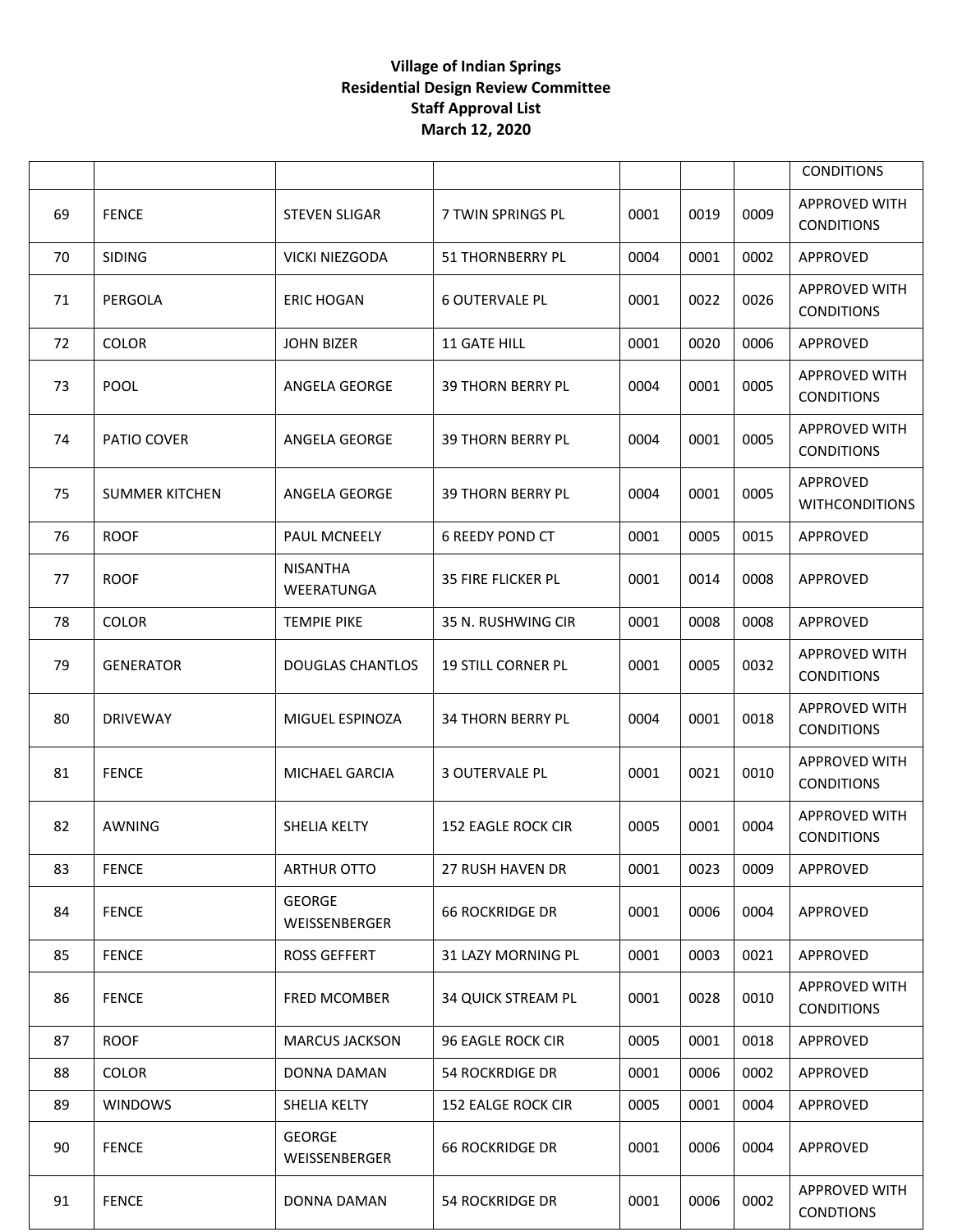**Village of Indian Springs**
**Residential Design Review Committee**
**Staff Approval List**
**March 12, 2020**

| | | | | | | | |
|---|---|---|---|---|---|---|---|
| | | | | | | | CONDITIONS |
| 69 | FENCE | STEVEN SLIGAR | 7 TWIN SPRINGS PL | 0001 | 0019 | 0009 | APPROVED WITH CONDITIONS |
| 70 | SIDING | VICKI NIEZGODA | 51 THORNBERRY PL | 0004 | 0001 | 0002 | APPROVED |
| 71 | PERGOLA | ERIC HOGAN | 6 OUTERVALE PL | 0001 | 0022 | 0026 | APPROVED WITH CONDITIONS |
| 72 | COLOR | JOHN BIZER | 11 GATE HILL | 0001 | 0020 | 0006 | APPROVED |
| 73 | POOL | ANGELA GEORGE | 39 THORN BERRY PL | 0004 | 0001 | 0005 | APPROVED WITH CONDITIONS |
| 74 | PATIO COVER | ANGELA GEORGE | 39 THORN BERRY PL | 0004 | 0001 | 0005 | APPROVED WITH CONDITIONS |
| 75 | SUMMER KITCHEN | ANGELA GEORGE | 39 THORN BERRY PL | 0004 | 0001 | 0005 | APPROVED WITHCONDITIONS |
| 76 | ROOF | PAUL MCNEELY | 6 REEDY POND CT | 0001 | 0005 | 0015 | APPROVED |
| 77 | ROOF | NISANTHA WEERATUNGA | 35 FIRE FLICKER PL | 0001 | 0014 | 0008 | APPROVED |
| 78 | COLOR | TEMPIE PIKE | 35 N. RUSHWING CIR | 0001 | 0008 | 0008 | APPROVED |
| 79 | GENERATOR | DOUGLAS CHANTLOS | 19 STILL CORNER PL | 0001 | 0005 | 0032 | APPROVED WITH CONDITIONS |
| 80 | DRIVEWAY | MIGUEL ESPINOZA | 34 THORN BERRY PL | 0004 | 0001 | 0018 | APPROVED WITH CONDITIONS |
| 81 | FENCE | MICHAEL GARCIA | 3 OUTERVALE PL | 0001 | 0021 | 0010 | APPROVED WITH CONDITIONS |
| 82 | AWNING | SHELIA KELTY | 152 EAGLE ROCK CIR | 0005 | 0001 | 0004 | APPROVED WITH CONDITIONS |
| 83 | FENCE | ARTHUR OTTO | 27 RUSH HAVEN DR | 0001 | 0023 | 0009 | APPROVED |
| 84 | FENCE | GEORGE WEISSENBERGER | 66 ROCKRIDGE DR | 0001 | 0006 | 0004 | APPROVED |
| 85 | FENCE | ROSS GEFFERT | 31 LAZY MORNING PL | 0001 | 0003 | 0021 | APPROVED |
| 86 | FENCE | FRED MCOMBER | 34 QUICK STREAM PL | 0001 | 0028 | 0010 | APPROVED WITH CONDITIONS |
| 87 | ROOF | MARCUS JACKSON | 96 EAGLE ROCK CIR | 0005 | 0001 | 0018 | APPROVED |
| 88 | COLOR | DONNA DAMAN | 54 ROCKRDIGE DR | 0001 | 0006 | 0002 | APPROVED |
| 89 | WINDOWS | SHELIA KELTY | 152 EALGE ROCK CIR | 0005 | 0001 | 0004 | APPROVED |
| 90 | FENCE | GEORGE WEISSENBERGER | 66 ROCKRIDGE DR | 0001 | 0006 | 0004 | APPROVED |
| 91 | FENCE | DONNA DAMAN | 54 ROCKRIDGE DR | 0001 | 0006 | 0002 | APPROVED WITH CONDTIONS |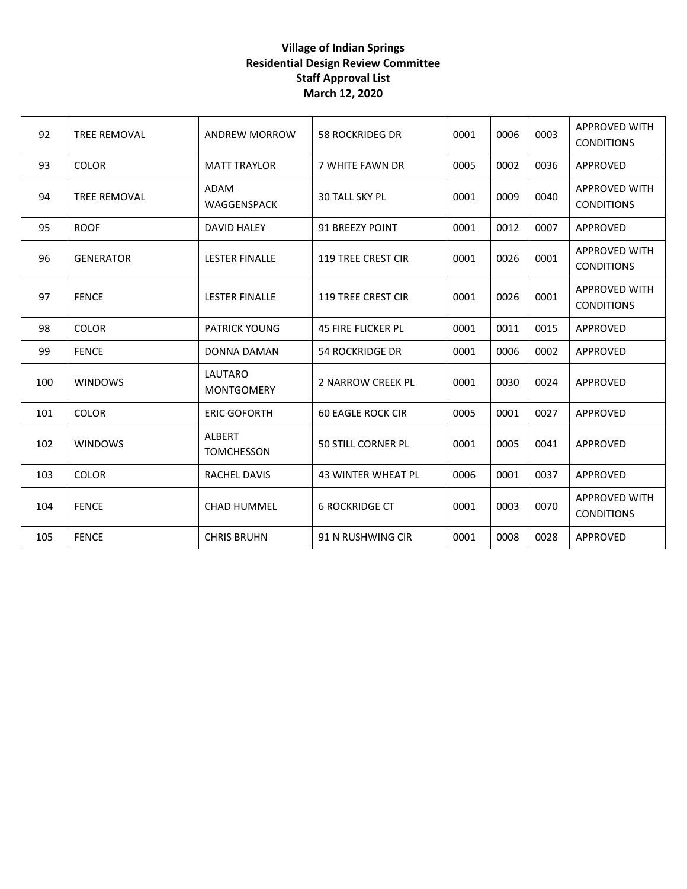**Village of Indian Springs**
**Residential Design Review Committee**
**Staff Approval List**
**March 12, 2020**

| | | | | | | | |
|---|---|---|---|---|---|---|---|
| 92 | TREE REMOVAL | ANDREW MORROW | 58 ROCKRIDEG DR | 0001 | 0006 | 0003 | APPROVED WITH CONDITIONS |
| 93 | COLOR | MATT TRAYLOR | 7 WHITE FAWN DR | 0005 | 0002 | 0036 | APPROVED |
| 94 | TREE REMOVAL | ADAM WAGGENSPACK | 30 TALL SKY PL | 0001 | 0009 | 0040 | APPROVED WITH CONDITIONS |
| 95 | ROOF | DAVID HALEY | 91 BREEZY POINT | 0001 | 0012 | 0007 | APPROVED |
| 96 | GENERATOR | LESTER FINALLE | 119 TREE CREST CIR | 0001 | 0026 | 0001 | APPROVED WITH CONDITIONS |
| 97 | FENCE | LESTER FINALLE | 119 TREE CREST CIR | 0001 | 0026 | 0001 | APPROVED WITH CONDITIONS |
| 98 | COLOR | PATRICK YOUNG | 45 FIRE FLICKER PL | 0001 | 0011 | 0015 | APPROVED |
| 99 | FENCE | DONNA DAMAN | 54 ROCKRIDGE DR | 0001 | 0006 | 0002 | APPROVED |
| 100 | WINDOWS | LAUTARO MONTGOMERY | 2 NARROW CREEK PL | 0001 | 0030 | 0024 | APPROVED |
| 101 | COLOR | ERIC GOFORTH | 60 EAGLE ROCK CIR | 0005 | 0001 | 0027 | APPROVED |
| 102 | WINDOWS | ALBERT TOMCHESSON | 50 STILL CORNER PL | 0001 | 0005 | 0041 | APPROVED |
| 103 | COLOR | RACHEL DAVIS | 43 WINTER WHEAT PL | 0006 | 0001 | 0037 | APPROVED |
| 104 | FENCE | CHAD HUMMEL | 6 ROCKRIDGE CT | 0001 | 0003 | 0070 | APPROVED WITH CONDITIONS |
| 105 | FENCE | CHRIS BRUHN | 91 N RUSHWING CIR | 0001 | 0008 | 0028 | APPROVED |